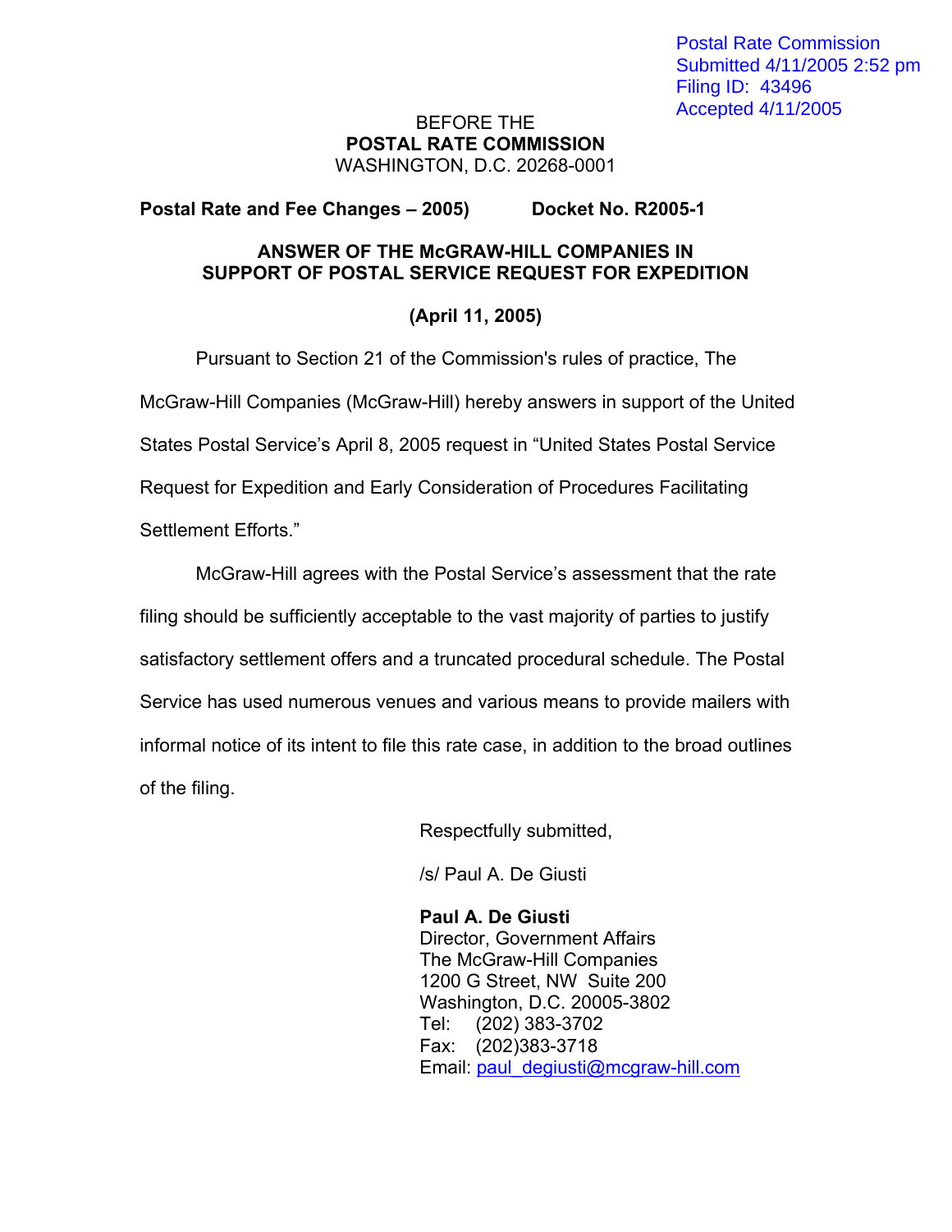Postal Rate Commission
Submitted 4/11/2005 2:52 pm
Filing ID: 43496
Accepted 4/11/2005

BEFORE THE
**POSTAL RATE COMMISSION**
WASHINGTON, D.C. 20268-0001

**Postal Rate and Fee Changes – 2005)          Docket No. R2005-1**

## ANSWER OF THE McGRAW-HILL COMPANIES IN SUPPORT OF POSTAL SERVICE REQUEST FOR EXPEDITION

**(April 11, 2005)**

Pursuant to Section 21 of the Commission's rules of practice, The McGraw-Hill Companies (McGraw-Hill) hereby answers in support of the United States Postal Service's April 8, 2005 request in "United States Postal Service Request for Expedition and Early Consideration of Procedures Facilitating Settlement Efforts."

McGraw-Hill agrees with the Postal Service's assessment that the rate filing should be sufficiently acceptable to the vast majority of parties to justify satisfactory settlement offers and a truncated procedural schedule. The Postal Service has used numerous venues and various means to provide mailers with informal notice of its intent to file this rate case, in addition to the broad outlines of the filing.

Respectfully submitted,

/s/ Paul A. De Giusti

**Paul A. De Giusti**
Director, Government Affairs
The McGraw-Hill Companies
1200 G Street, NW Suite 200
Washington, D.C. 20005-3802
Tel: (202) 383-3702
Fax: (202)383-3718
Email: paul_degiusti@mcgraw-hill.com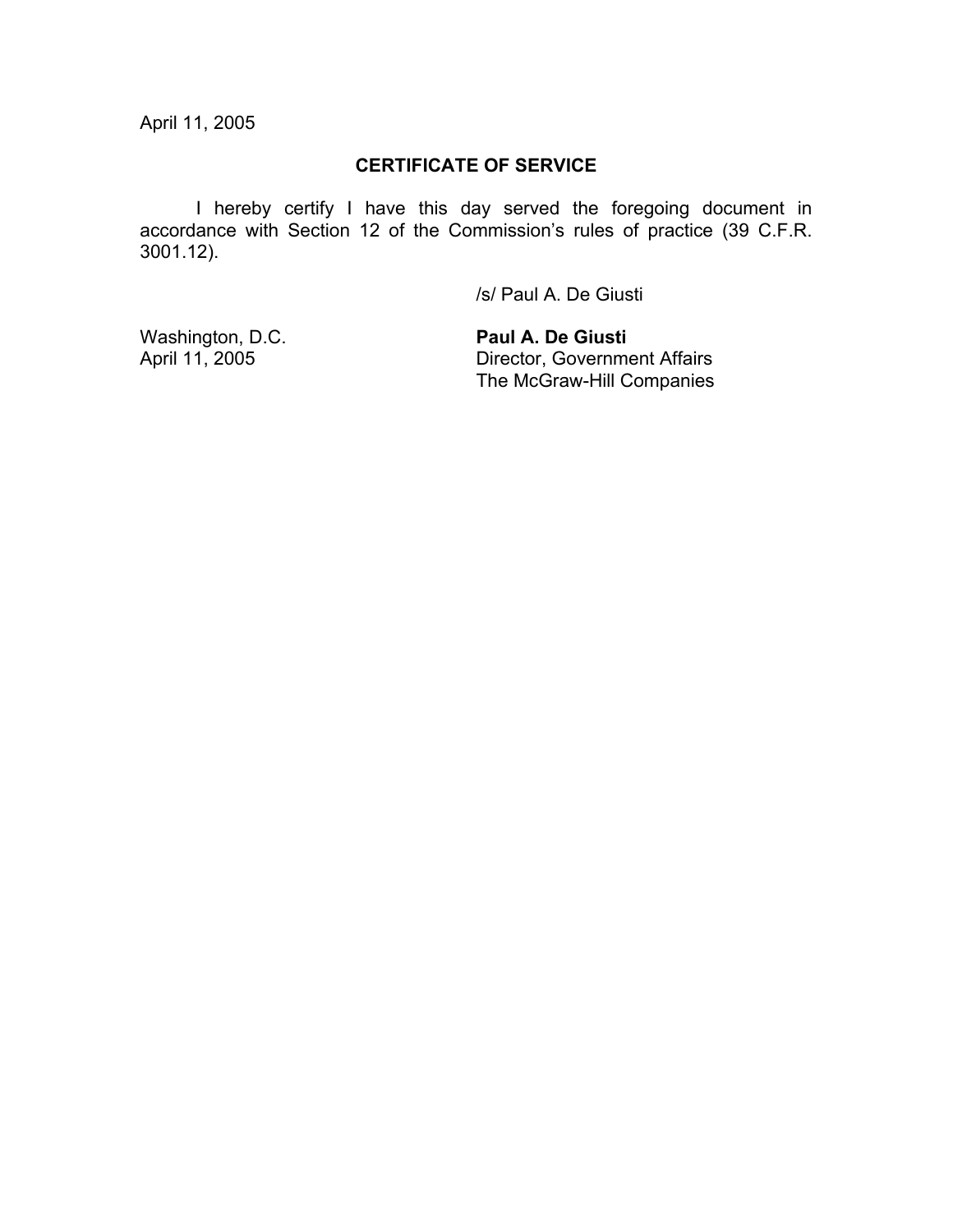April 11, 2005

## CERTIFICATE OF SERVICE

I hereby certify I have this day served the foregoing document in accordance with Section 12 of the Commission's rules of practice (39 C.F.R. 3001.12).

/s/ Paul A. De Giusti

Washington, D.C.
April 11, 2005

**Paul A. De Giusti**
Director, Government Affairs
The McGraw-Hill Companies